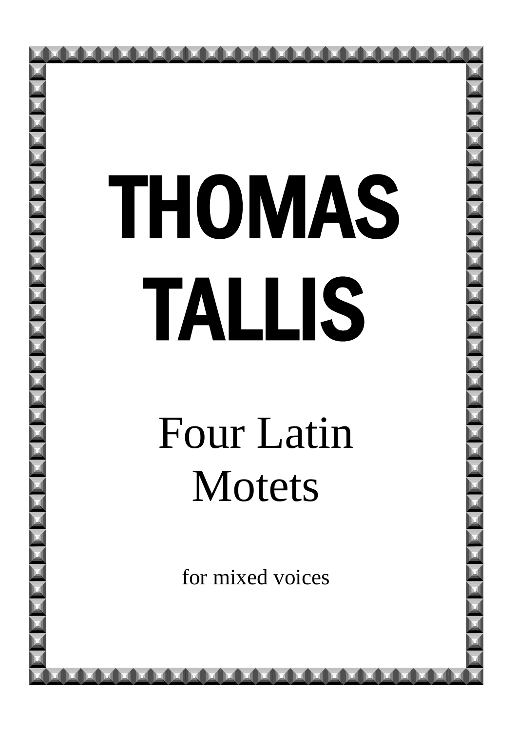# THOMAS TALLIS

## Four Latin Motets

for mixed voices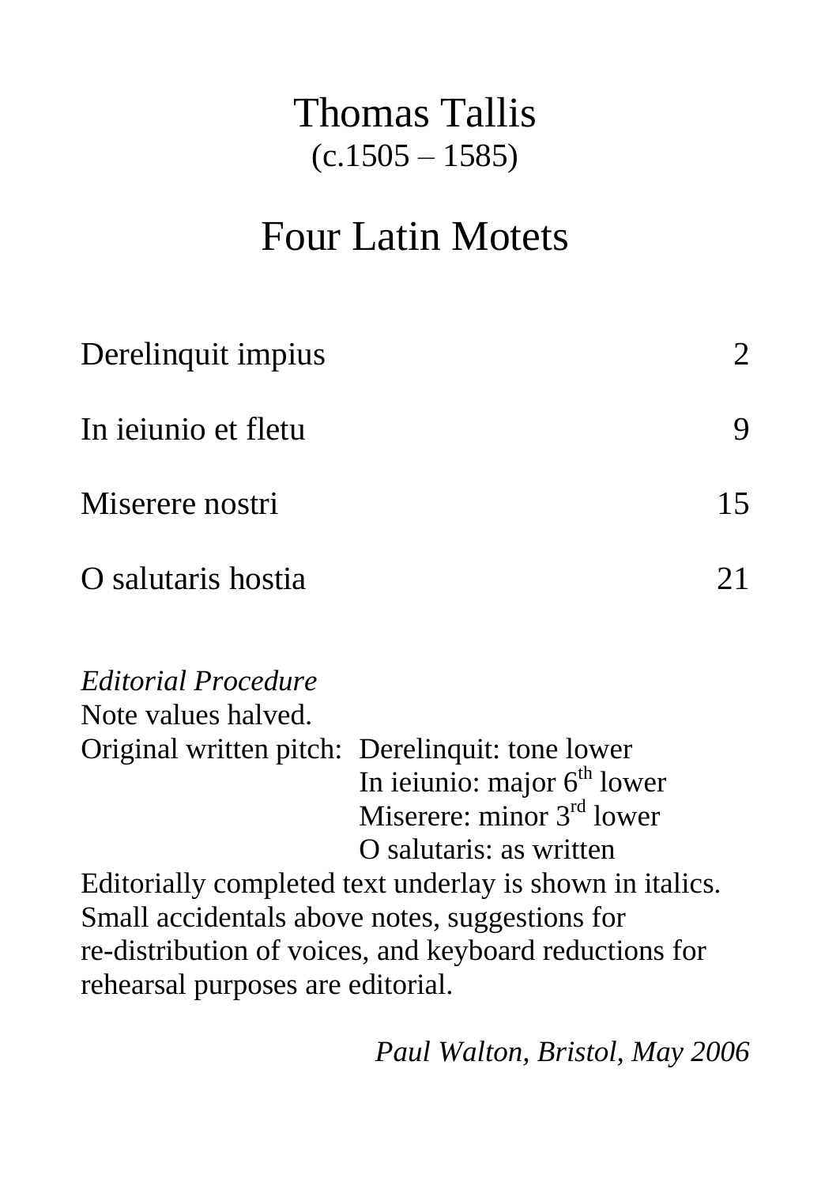# Thomas Tallis

(c.1505 – 1585)

## Four Latin Motets

| | |
|---|---|
| Derelinquit impius | 2 |
| In ieiunio et fletu | 9 |
| Miserere nostri | 15 |
| O salutaris hostia | 21 |

*Editorial Procedure*

Note values halved.

Original written pitch: Derelinquit: tone lower
In ieiunio: major 6$^{th}$ lower
Miserere: minor 3$^{rd}$ lower
O salutaris: as written

Editorially completed text underlay is shown in italics. Small accidentals above notes, suggestions for re-distribution of voices, and keyboard reductions for rehearsal purposes are editorial.

*Paul Walton, Bristol, May 2006*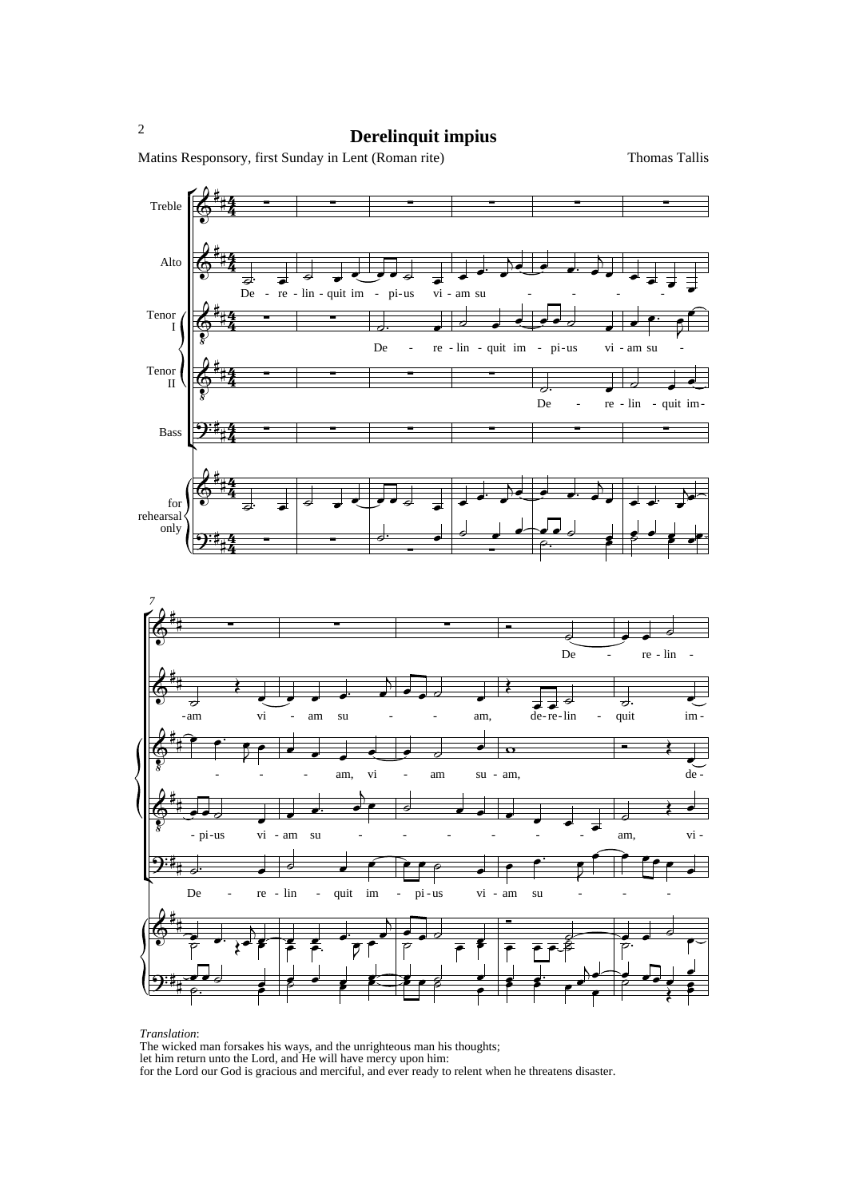# Derelinquit impius

Matins Responsory, first Sunday in Lent (Roman rite)

Thomas Tallis

*Translation*:
The wicked man forsakes his ways, and the unrighteous man his thoughts;
let him return unto the Lord, and He will have mercy upon him:
for the Lord our God is gracious and merciful, and ever ready to relent when he threatens disaster.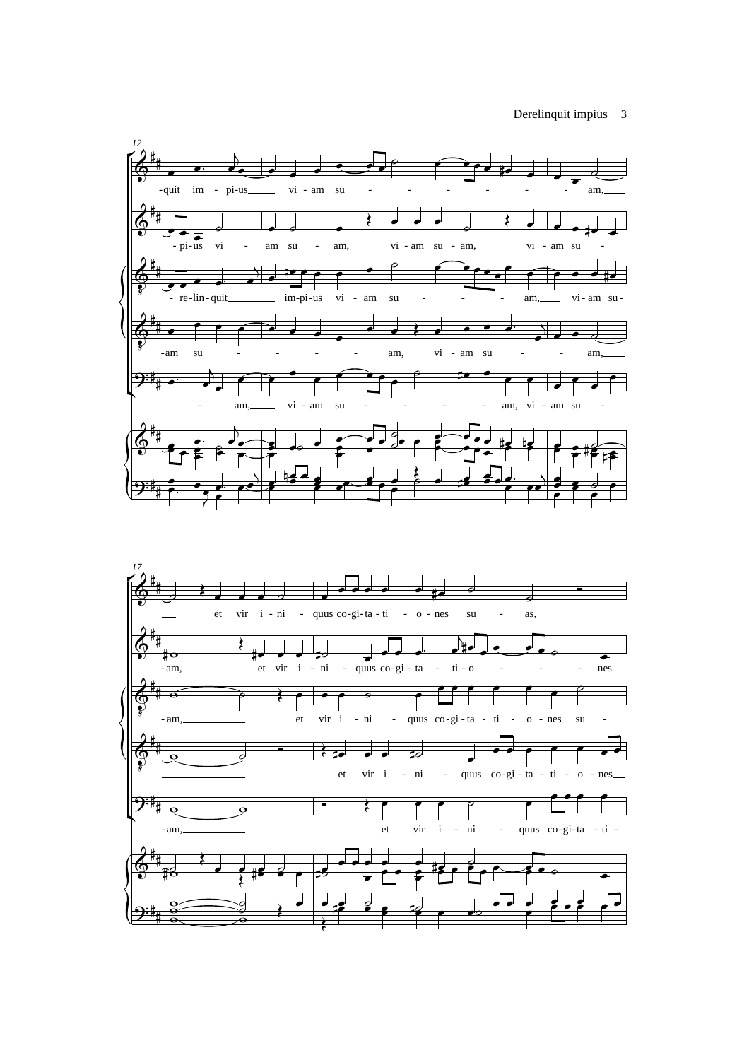12

-quit im - pi-us vi - am su - - - - - - am,

- pi-us vi - am su - am, vi - am su - am, vi - am su -

- re-lin-quit im-pi-us vi - am su - - - am, vi-am su-

-am su - - - - am, vi - am su - - am,

- am, vi - am su - - - - am, vi - am su -

17

et vir i - ni - quus co-gi-ta-ti - o - nes su - as,

- am, et vir i - ni - quus co-gi - ta - ti - o - - - nes

- am, et vir i - ni - quus co-gi-ta - ti - o - nes su -

et vir i - ni - quus co-gi - ta - ti - o - nes

- am, et vir i - ni - quus co-gi-ta - ti -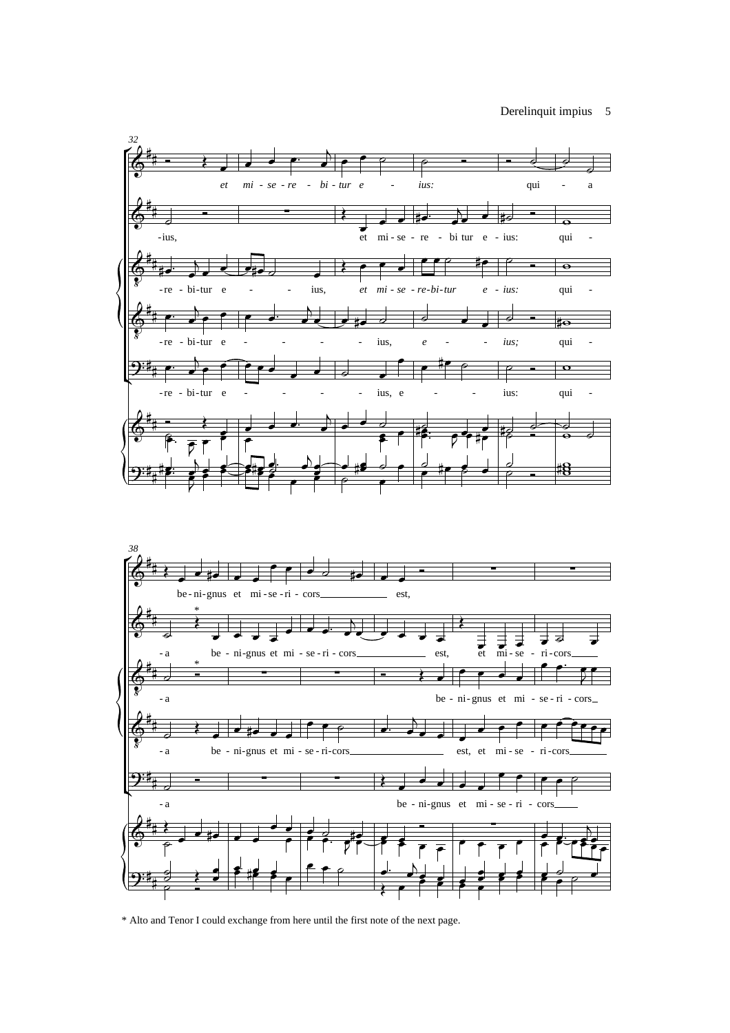* Alto and Tenor I could exchange from here until the first note of the next page.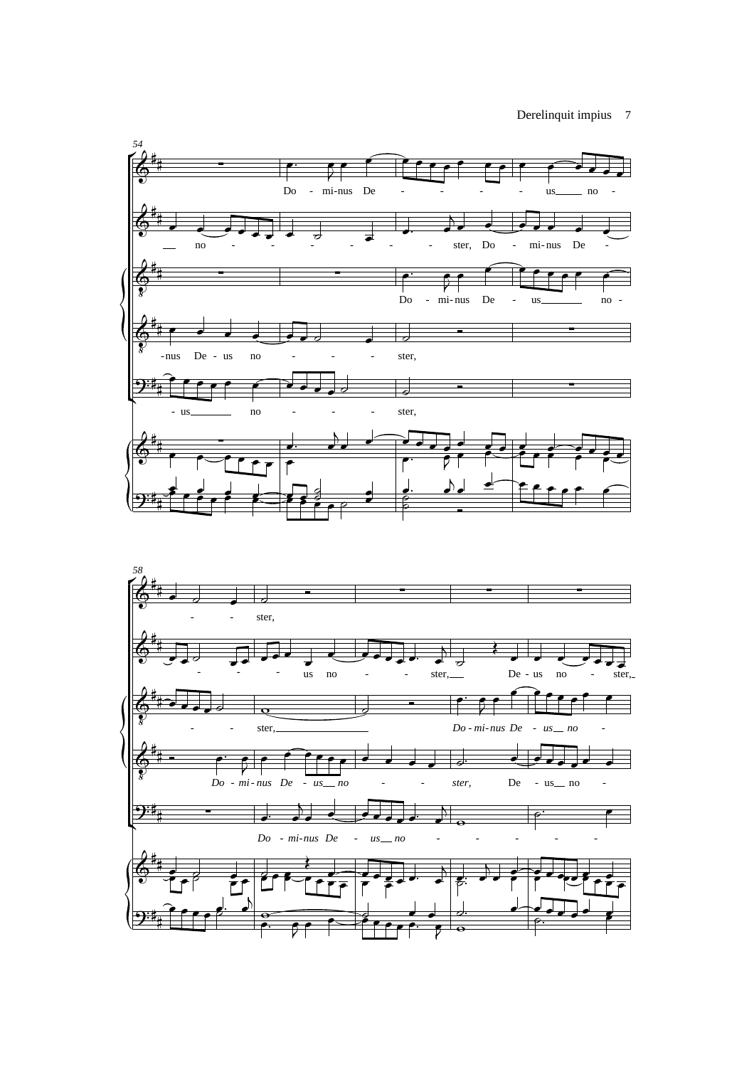54

Do - mi-nus De - - - - - us no -

no - - - - - - - - ster, Do - mi-nus De -

Do - mi-nus De - us no -

-nus De - us no - - - - ster,

- us no - - - - ster,

58

- - ster,

- - - us no - - - ster, De - us no - ster,

- - ster, *Do - mi-nus De - us no* -

*Do - mi-nus De - us no* - - *ster,* De - us no -

*Do - mi-nus De - us no* - - - - -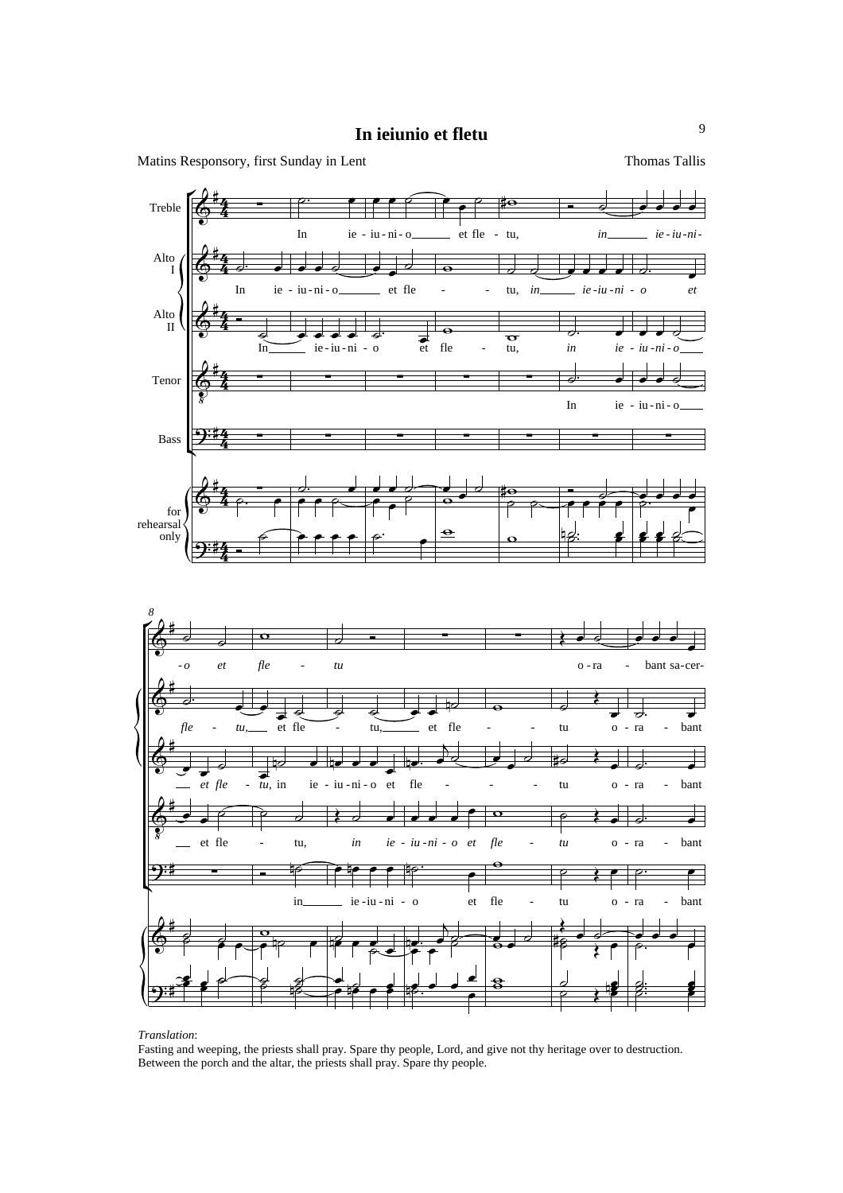# In ieiunio et fletu

Matins Responsory, first Sunday in Lent

Thomas Tallis

*Translation*:

Fasting and weeping, the priests shall pray. Spare thy people, Lord, and give not thy heritage over to destruction. Between the porch and the altar, the priests shall pray. Spare thy people.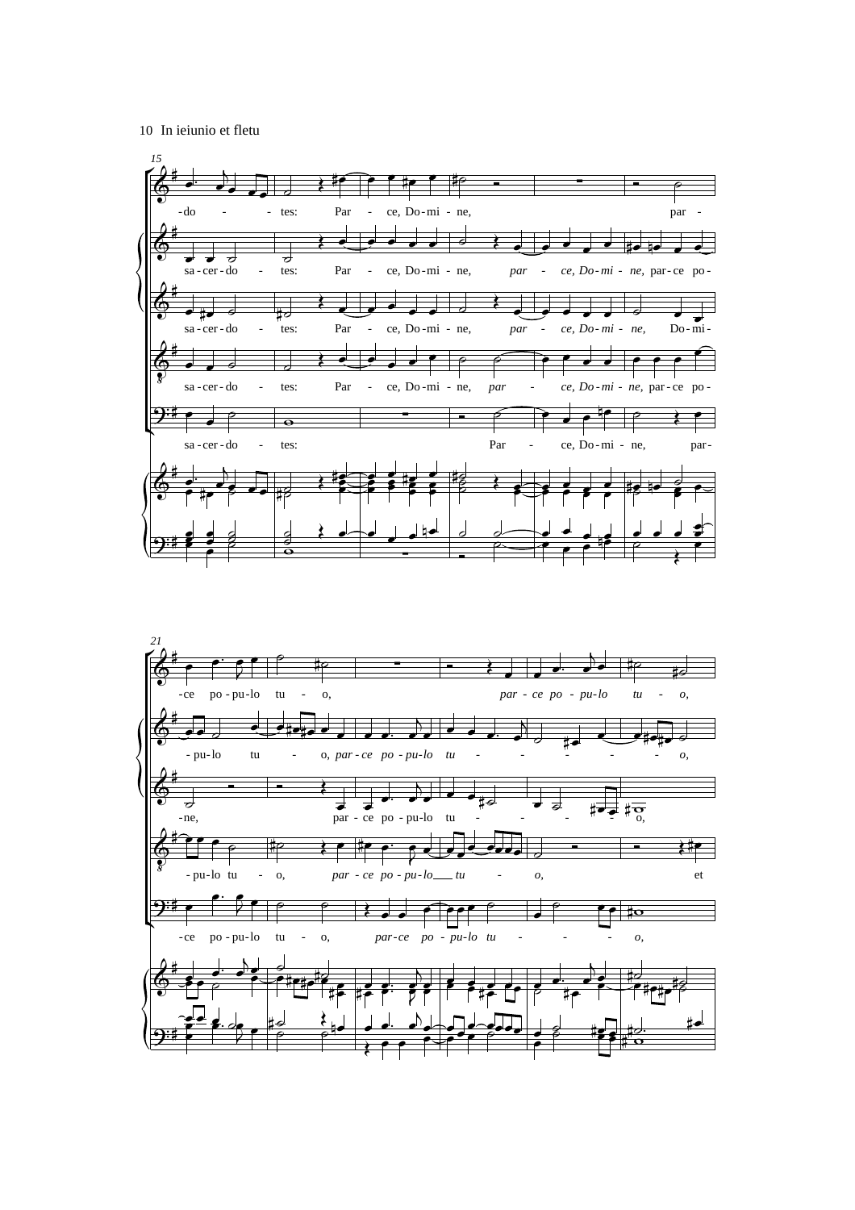15

-do - - tes: Par - ce, Do-mi - ne, par -

sa-cer-do - tes: Par - ce, Do-mi - ne, *par - ce, Do-mi - ne,* par-ce po-

sa-cer-do - tes: Par - ce, Do-mi - ne, *par - ce, Do-mi - ne,* Do-mi-

sa-cer-do - tes: Par - ce, Do-mi - ne, *par - ce, Do-mi - ne,* par-ce po-

sa-cer-do - tes: Par - ce, Do-mi - ne, par-

21

-ce po-pu-lo tu - o, *par-ce po-pu-lo tu - o,*

-pu-lo tu - o, *par-ce po-pu-lo tu* - - - - - *o,*

-ne, par-ce po-pu-lo tu - - - - o,

-pu-lo tu - o, *par-ce po-pu-lo tu - o,* et

-ce po-pu-lo tu - o, *par-ce po-pu-lo tu* - - - *o,*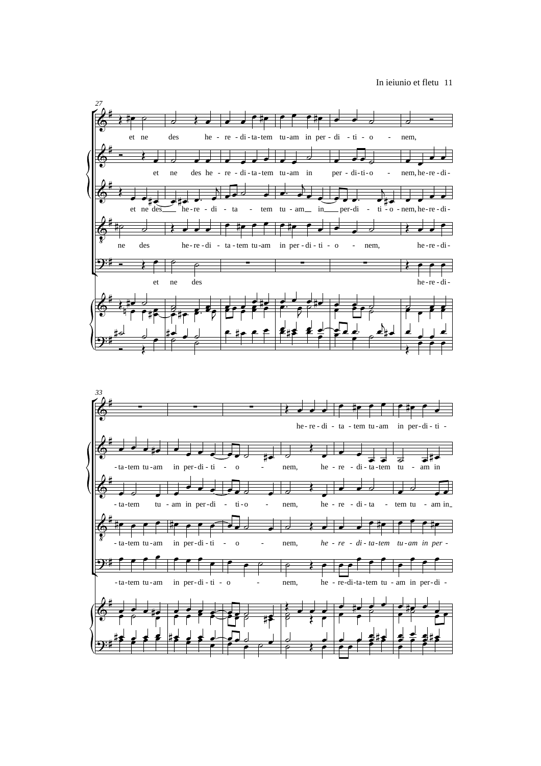27

et ne des he - re - di - ta - tem tu - am in per - di - ti - o - nem,

et ne des he - re - di - ta - tem tu - am in per - di - ti - o - nem, he - re - di -

et ne des he - re - di - ta - tem tu - am in per - di - ti - o - nem, he - re - di -

ne des he - re - di - ta - tem tu - am in per - di - ti - o - nem, he - re - di -

et ne des he - re - di -

33

he - re - di - ta - tem tu - am in per - di - ti -

- ta - tem tu - am in per - di - ti - o - nem, he - re - di - ta - tem tu - am in

- ta - tem tu - am in per - di - ti - o - nem, he - re - di - ta - tem tu - am in

- ta - tem tu - am in per - di - ti - o - nem, *he - re - di - ta - tem tu - am in per -*

- ta - tem tu - am in per - di - ti - o - nem, he - re - di - ta - tem tu - am in per - di -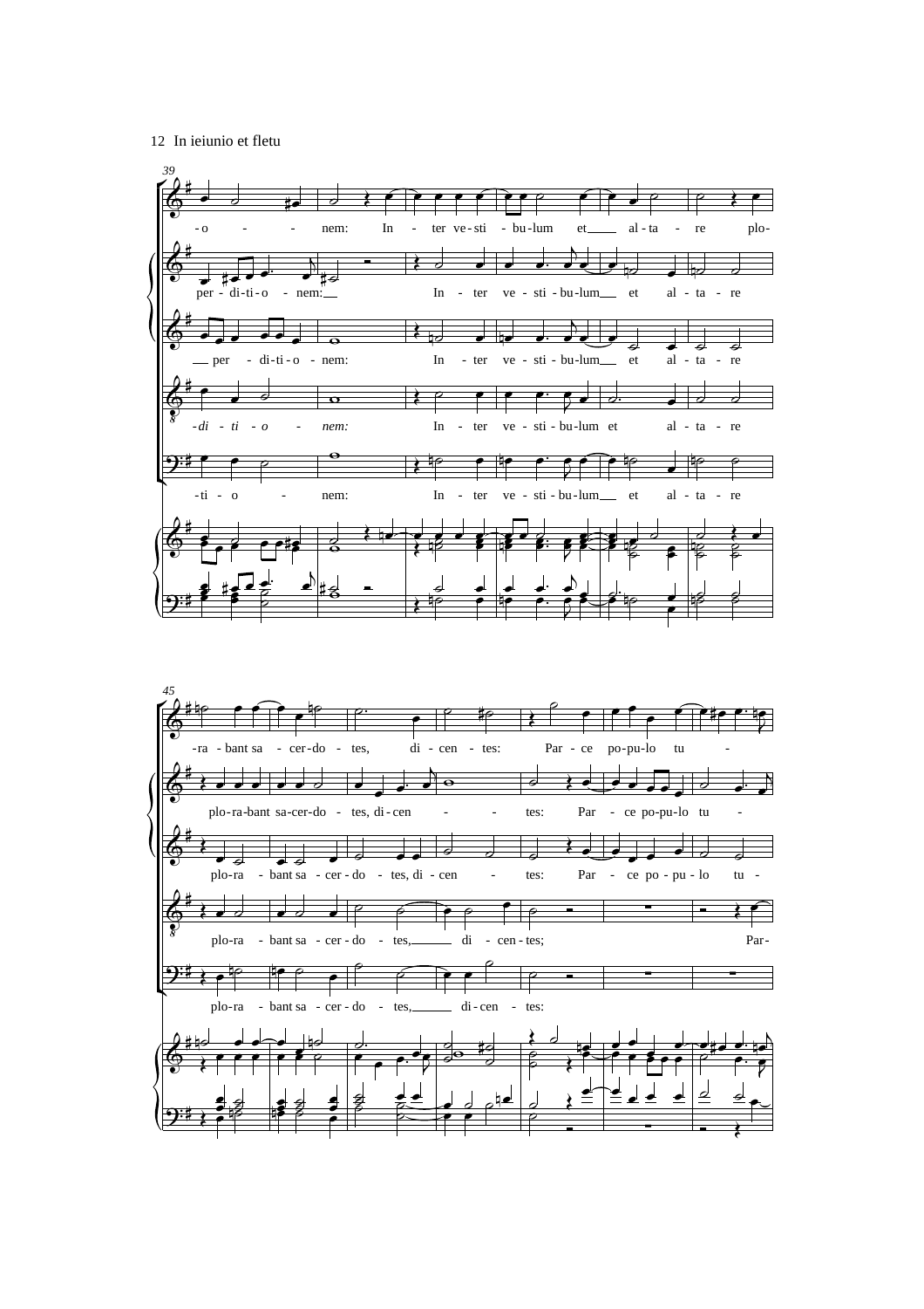12 In ieiunio et fletu

39

-o - - nem: In - ter ve-sti - bu-lum et al-ta - re plo-

per - di-ti-o - nem: In - ter ve - sti - bu-lum et al - ta - re

per - di-ti-o - nem: In - ter ve - sti - bu-lum et al - ta - re

-*di* - *ti* - *o* - *nem:* In - ter ve - sti - bu-lum et al - ta - re

-ti - o - nem: In - ter ve - sti - bu-lum et al - ta - re

45

-ra - bant sa - cer-do - tes, di - cen - tes: Par - ce po-pu-lo tu -

plo-ra-bant sa-cer-do - tes, di-cen - - tes: Par - ce po-pu-lo tu -

plo-ra - bant sa - cer - do - tes, di-cen - tes: Par - ce po - pu - lo tu -

plo-ra - bant sa - cer - do - tes, di - cen-tes; Par-

plo-ra - bant sa - cer - do - tes, di-cen - tes: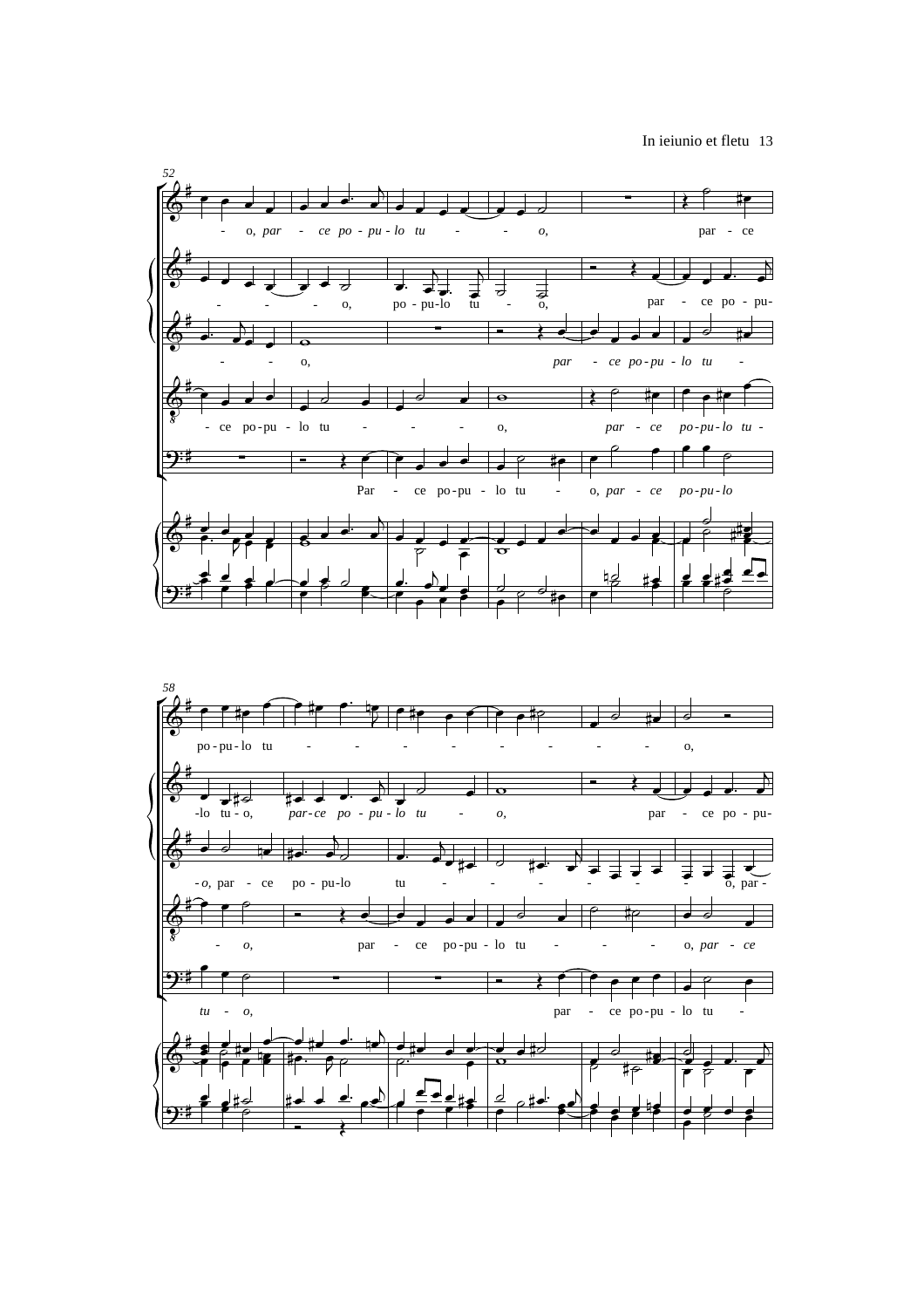52

- o, *par - ce po - pu - lo tu - - o,* par - ce

- - - o, po - pu-lo tu - o, par - ce po - pu-

- - o, *par - ce po - pu - lo tu -*

- ce po-pu - lo tu - - - o, *par - ce po-pu-lo tu -*

Par - ce po-pu - lo tu - o, *par - ce po-pu-lo*

58

po-pu-lo tu - - - - - - - - o,

-lo tu - o, *par-ce po - pu - lo tu - o,* par - ce po - pu-

- *o,* par - ce po - pu-lo tu - - - - - - o, par -

- *o,* par - ce po-pu - lo tu - - - o, *par - ce*

*tu - o,* par - ce po-pu - lo tu -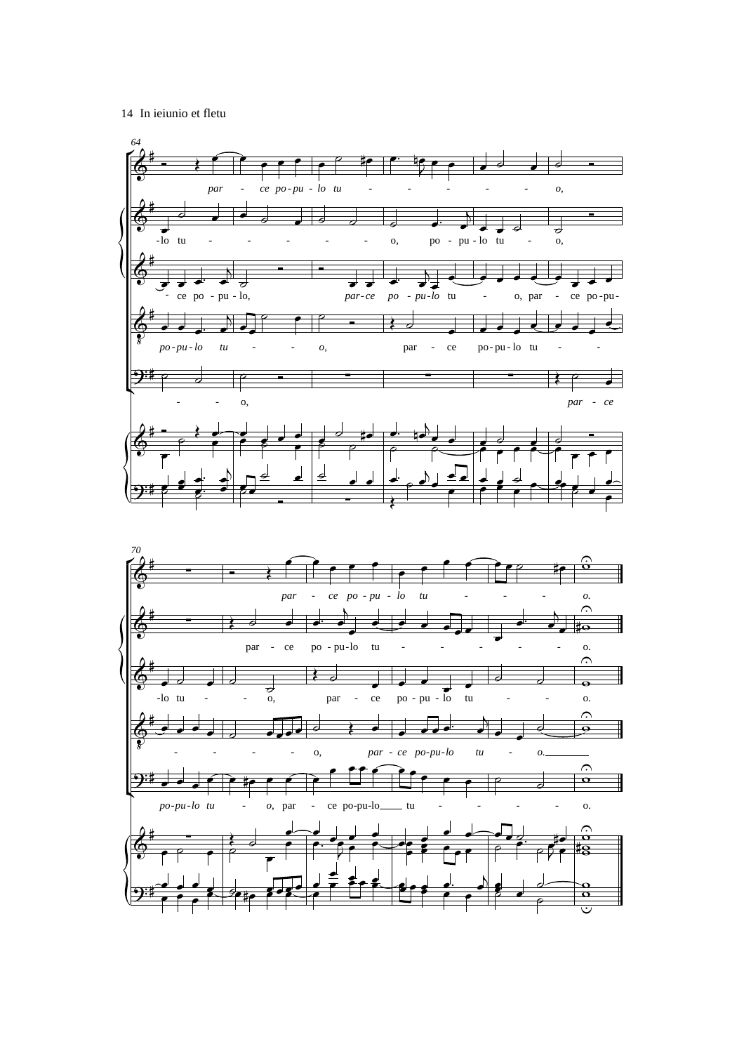64

par - ce po - pu - lo tu - - - - - - o,

-lo tu - - - - - - o, po - pu - lo tu - o,

- ce po - pu - lo, par - ce po - pu - lo tu - o, par - ce po - pu -

po - pu - lo tu - - o, par - ce po - pu - lo tu - -

- - o, par - ce

70

par - ce po - pu - lo tu - - - - o.

par - ce po - pu - lo tu - - - - - - o.

-lo tu - - o, par - ce po - pu - lo tu - - o.

- - - - o, par - ce po - pu - lo tu - o.

po - pu - lo tu - o, par - ce po - pu - lo tu - - - - - o.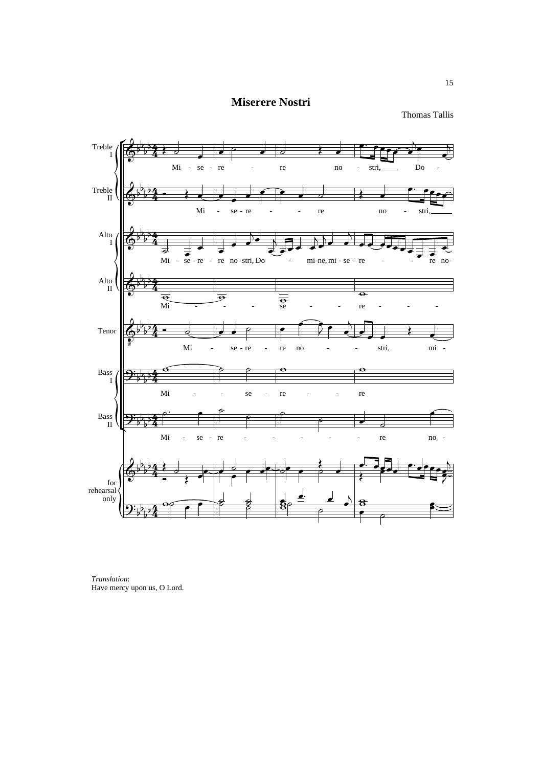# Miserere Nostri

Thomas Tallis

*Translation*:
Have mercy upon us, O Lord.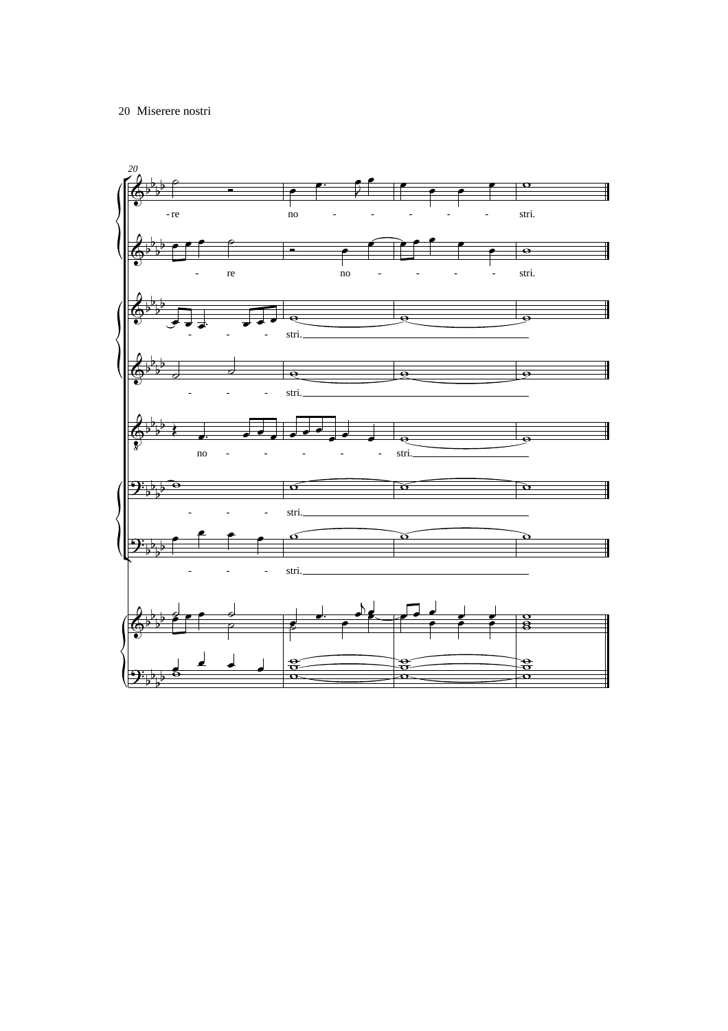20

-re no - - - - - - stri.

- re no - - - - - stri.

- - - stri.

- - - stri.

no - - - - - - stri.

- - - stri.

- - - stri.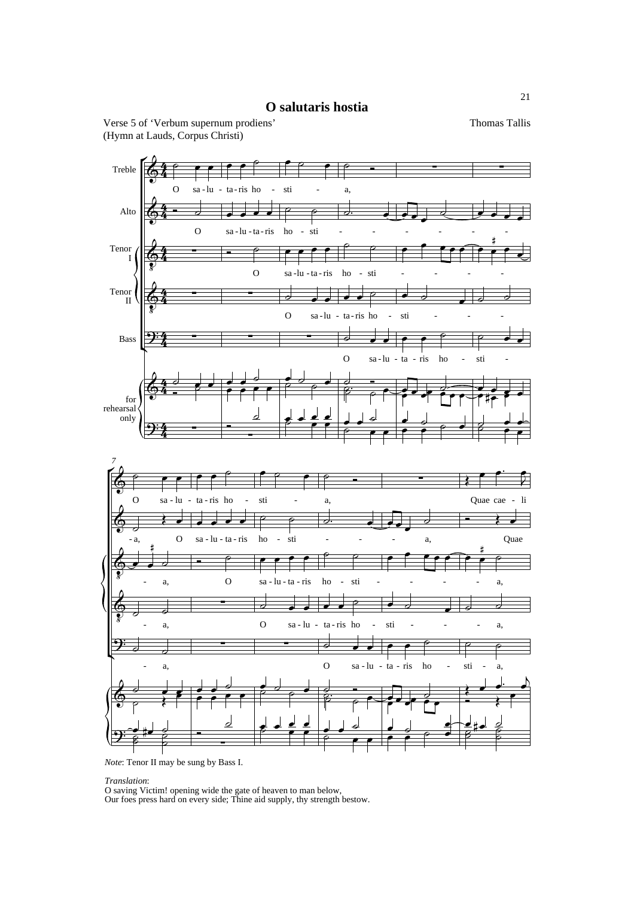# O salutaris hostia

Verse 5 of 'Verbum supernum prodiens'
(Hymn at Lauds, Corpus Christi)

Thomas Tallis

*Note*: Tenor II may be sung by Bass I.

*Translation*:
O saving Victim! opening wide the gate of heaven to man below,
Our foes press hard on every side; Thine aid supply, thy strength bestow.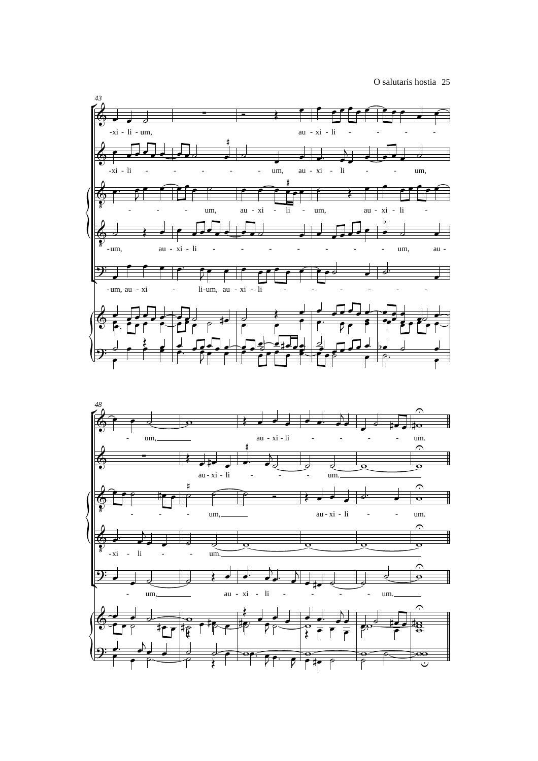43

-xi - li - um, au - xi - li - - - -

-xi - li - - - - - um, au - xi - li - - um,

- - - um, au - xi - li - um, au - xi - li -

-um, au - xi - li - - - - - - - um, au -

-um, au - xi - li-um, au - xi - li - - - - - -

48

- um, au - xi - li - - - - um.

au - xi - li - - - um.

- - - um, au - xi - li - - um.

-xi - li - - um.

- um, au - xi - li - - - - um.